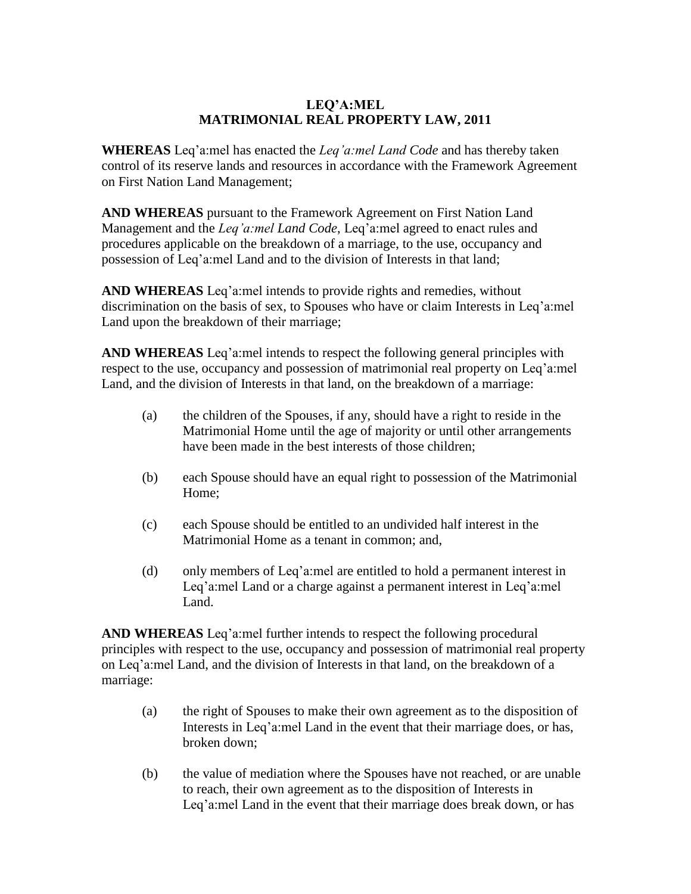# LEQ'A:MEL
# MATRIMONIAL REAL PROPERTY LAW, 2011

**WHEREAS** Leq'a:mel has enacted the *Leq'a:mel Land Code* and has thereby taken control of its reserve lands and resources in accordance with the Framework Agreement on First Nation Land Management;

**AND WHEREAS** pursuant to the Framework Agreement on First Nation Land Management and the *Leq'a:mel Land Code*, Leq'a:mel agreed to enact rules and procedures applicable on the breakdown of a marriage, to the use, occupancy and possession of Leq'a:mel Land and to the division of Interests in that land;

**AND WHEREAS** Leq'a:mel intends to provide rights and remedies, without discrimination on the basis of sex, to Spouses who have or claim Interests in Leq'a:mel Land upon the breakdown of their marriage;

**AND WHEREAS** Leq'a:mel intends to respect the following general principles with respect to the use, occupancy and possession of matrimonial real property on Leq'a:mel Land, and the division of Interests in that land, on the breakdown of a marriage:

(a) the children of the Spouses, if any, should have a right to reside in the Matrimonial Home until the age of majority or until other arrangements have been made in the best interests of those children;

(b) each Spouse should have an equal right to possession of the Matrimonial Home;

(c) each Spouse should be entitled to an undivided half interest in the Matrimonial Home as a tenant in common; and,

(d) only members of Leq'a:mel are entitled to hold a permanent interest in Leq'a:mel Land or a charge against a permanent interest in Leq'a:mel Land.

**AND WHEREAS** Leq'a:mel further intends to respect the following procedural principles with respect to the use, occupancy and possession of matrimonial real property on Leq'a:mel Land, and the division of Interests in that land, on the breakdown of a marriage:

(a) the right of Spouses to make their own agreement as to the disposition of Interests in Leq'a:mel Land in the event that their marriage does, or has, broken down;

(b) the value of mediation where the Spouses have not reached, or are unable to reach, their own agreement as to the disposition of Interests in Leq'a:mel Land in the event that their marriage does break down, or has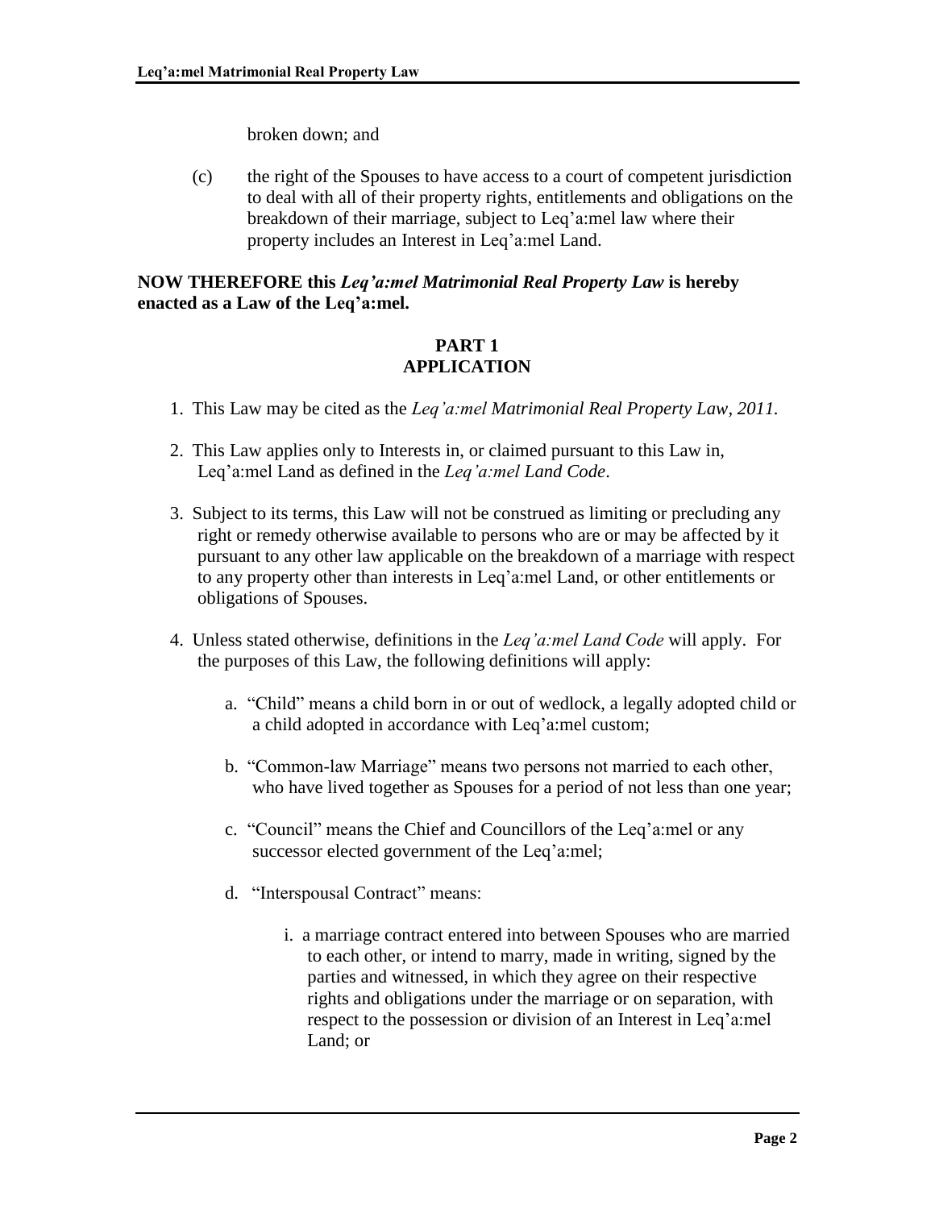broken down; and

(c) the right of the Spouses to have access to a court of competent jurisdiction to deal with all of their property rights, entitlements and obligations on the breakdown of their marriage, subject to Leq'a:mel law where their property includes an Interest in Leq'a:mel Land.

**NOW THEREFORE this *Leq'a:mel Matrimonial Real Property Law* is hereby enacted as a Law of the Leq'a:mel.**

## PART 1
## APPLICATION

1. This Law may be cited as the *Leq'a:mel Matrimonial Real Property Law, 2011.*

2. This Law applies only to Interests in, or claimed pursuant to this Law in, Leq'a:mel Land as defined in the *Leq'a:mel Land Code*.

3. Subject to its terms, this Law will not be construed as limiting or precluding any right or remedy otherwise available to persons who are or may be affected by it pursuant to any other law applicable on the breakdown of a marriage with respect to any property other than interests in Leq'a:mel Land, or other entitlements or obligations of Spouses.

4. Unless stated otherwise, definitions in the *Leq'a:mel Land Code* will apply. For the purposes of this Law, the following definitions will apply:

   a. "Child" means a child born in or out of wedlock, a legally adopted child or a child adopted in accordance with Leq'a:mel custom;

   b. "Common-law Marriage" means two persons not married to each other, who have lived together as Spouses for a period of not less than one year;

   c. "Council" means the Chief and Councillors of the Leq'a:mel or any successor elected government of the Leq'a:mel;

   d. "Interspousal Contract" means:

      i. a marriage contract entered into between Spouses who are married to each other, or intend to marry, made in writing, signed by the parties and witnessed, in which they agree on their respective rights and obligations under the marriage or on separation, with respect to the possession or division of an Interest in Leq'a:mel Land; or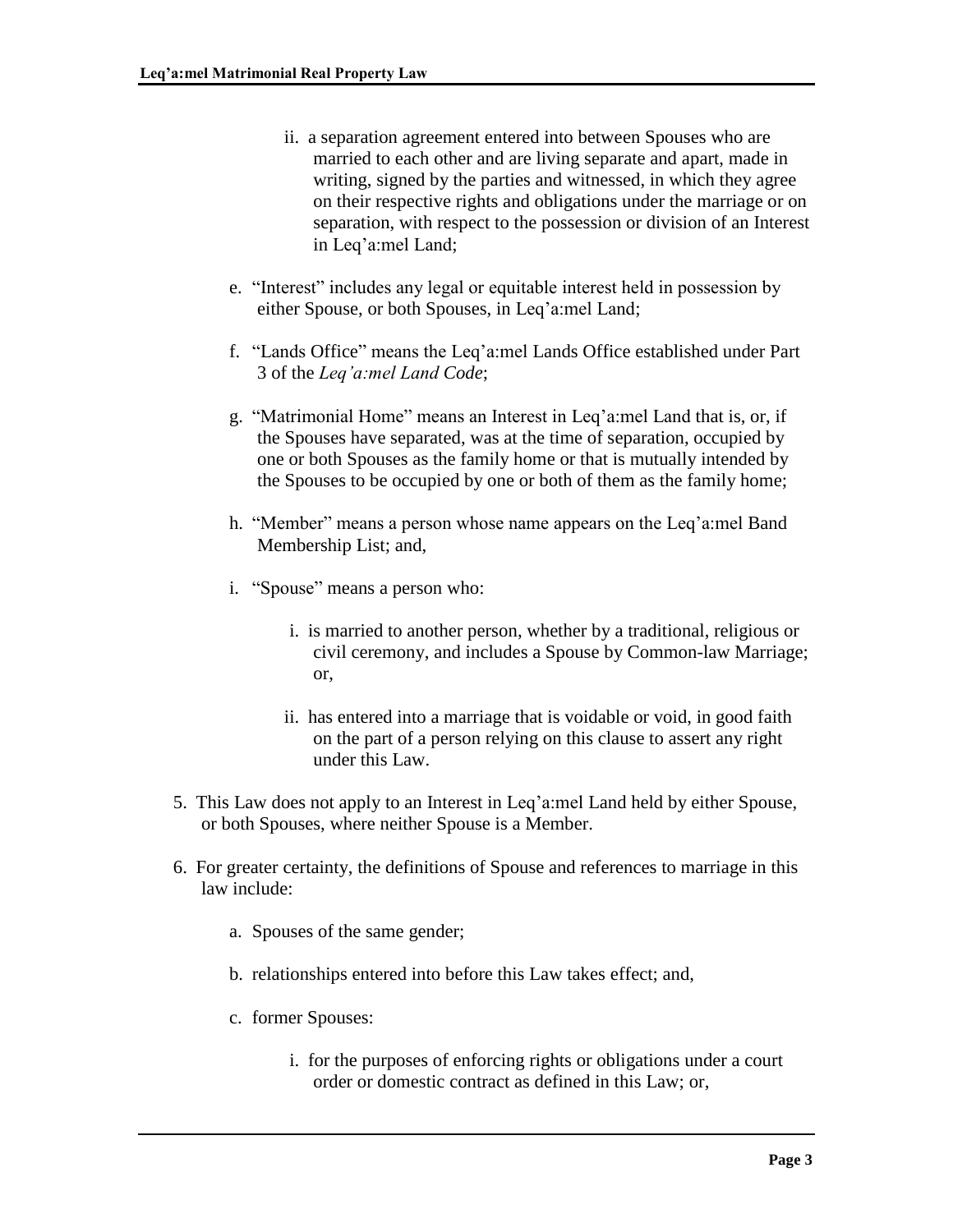ii. a separation agreement entered into between Spouses who are married to each other and are living separate and apart, made in writing, signed by the parties and witnessed, in which they agree on their respective rights and obligations under the marriage or on separation, with respect to the possession or division of an Interest in Leq'a:mel Land;

e. "Interest" includes any legal or equitable interest held in possession by either Spouse, or both Spouses, in Leq'a:mel Land;

f. "Lands Office" means the Leq'a:mel Lands Office established under Part 3 of the *Leq'a:mel Land Code*;

g. "Matrimonial Home" means an Interest in Leq'a:mel Land that is, or, if the Spouses have separated, was at the time of separation, occupied by one or both Spouses as the family home or that is mutually intended by the Spouses to be occupied by one or both of them as the family home;

h. "Member" means a person whose name appears on the Leq'a:mel Band Membership List; and,

i. "Spouse" means a person who:

   i. is married to another person, whether by a traditional, religious or civil ceremony, and includes a Spouse by Common-law Marriage; or,

   ii. has entered into a marriage that is voidable or void, in good faith on the part of a person relying on this clause to assert any right under this Law.

5. This Law does not apply to an Interest in Leq'a:mel Land held by either Spouse, or both Spouses, where neither Spouse is a Member.

6. For greater certainty, the definitions of Spouse and references to marriage in this law include:

   a. Spouses of the same gender;

   b. relationships entered into before this Law takes effect; and,

   c. former Spouses:

      i. for the purposes of enforcing rights or obligations under a court order or domestic contract as defined in this Law; or,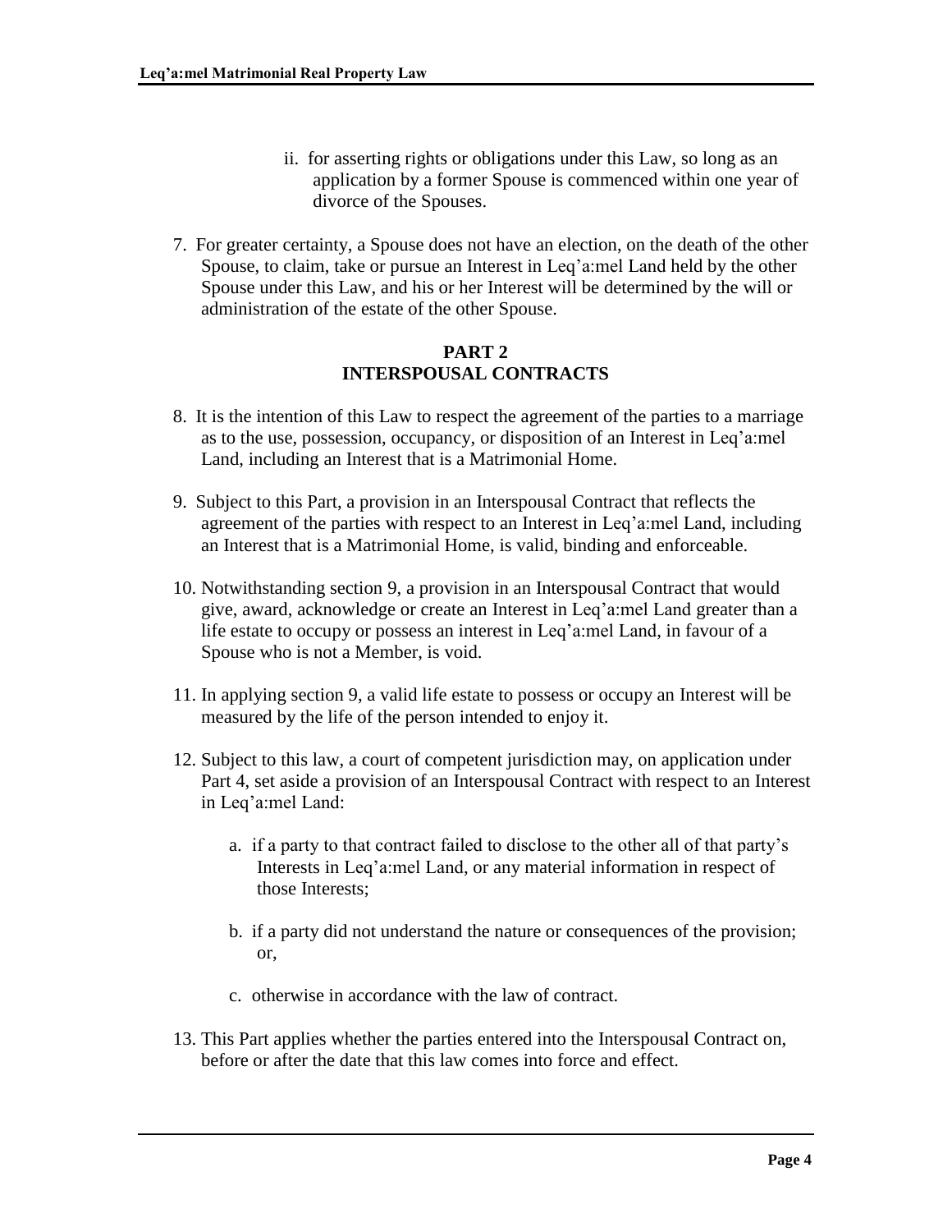ii. for asserting rights or obligations under this Law, so long as an application by a former Spouse is commenced within one year of divorce of the Spouses.

7. For greater certainty, a Spouse does not have an election, on the death of the other Spouse, to claim, take or pursue an Interest in Leq'a:mel Land held by the other Spouse under this Law, and his or her Interest will be determined by the will or administration of the estate of the other Spouse.

## PART 2
## INTERSPOUSAL CONTRACTS

8. It is the intention of this Law to respect the agreement of the parties to a marriage as to the use, possession, occupancy, or disposition of an Interest in Leq'a:mel Land, including an Interest that is a Matrimonial Home.

9. Subject to this Part, a provision in an Interspousal Contract that reflects the agreement of the parties with respect to an Interest in Leq'a:mel Land, including an Interest that is a Matrimonial Home, is valid, binding and enforceable.

10. Notwithstanding section 9, a provision in an Interspousal Contract that would give, award, acknowledge or create an Interest in Leq'a:mel Land greater than a life estate to occupy or possess an interest in Leq'a:mel Land, in favour of a Spouse who is not a Member, is void.

11. In applying section 9, a valid life estate to possess or occupy an Interest will be measured by the life of the person intended to enjoy it.

12. Subject to this law, a court of competent jurisdiction may, on application under Part 4, set aside a provision of an Interspousal Contract with respect to an Interest in Leq'a:mel Land:

    a. if a party to that contract failed to disclose to the other all of that party's Interests in Leq'a:mel Land, or any material information in respect of those Interests;

    b. if a party did not understand the nature or consequences of the provision; or,

    c. otherwise in accordance with the law of contract.

13. This Part applies whether the parties entered into the Interspousal Contract on, before or after the date that this law comes into force and effect.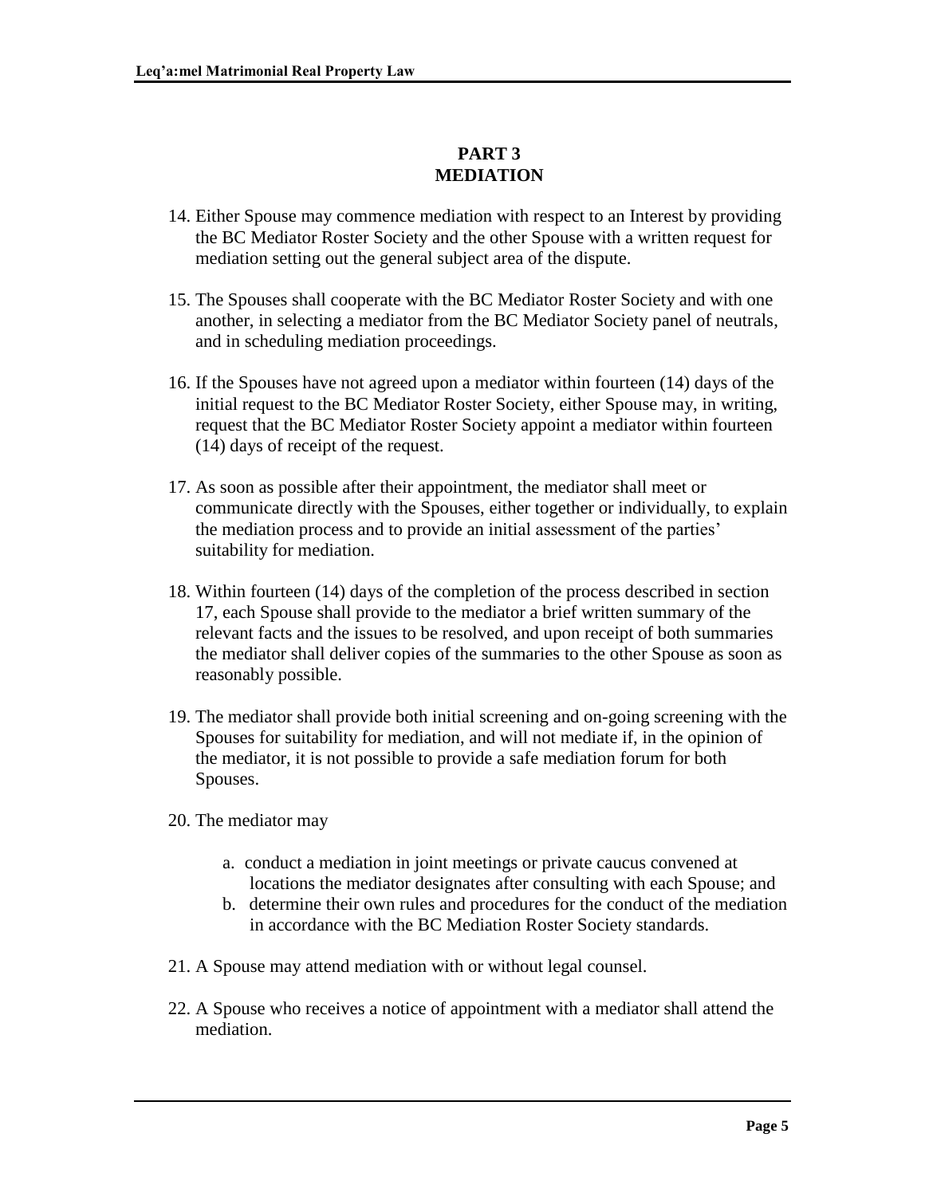## PART 3
## MEDIATION

14. Either Spouse may commence mediation with respect to an Interest by providing the BC Mediator Roster Society and the other Spouse with a written request for mediation setting out the general subject area of the dispute.

15. The Spouses shall cooperate with the BC Mediator Roster Society and with one another, in selecting a mediator from the BC Mediator Society panel of neutrals, and in scheduling mediation proceedings.

16. If the Spouses have not agreed upon a mediator within fourteen (14) days of the initial request to the BC Mediator Roster Society, either Spouse may, in writing, request that the BC Mediator Roster Society appoint a mediator within fourteen (14) days of receipt of the request.

17. As soon as possible after their appointment, the mediator shall meet or communicate directly with the Spouses, either together or individually, to explain the mediation process and to provide an initial assessment of the parties' suitability for mediation.

18. Within fourteen (14) days of the completion of the process described in section 17, each Spouse shall provide to the mediator a brief written summary of the relevant facts and the issues to be resolved, and upon receipt of both summaries the mediator shall deliver copies of the summaries to the other Spouse as soon as reasonably possible.

19. The mediator shall provide both initial screening and on-going screening with the Spouses for suitability for mediation, and will not mediate if, in the opinion of the mediator, it is not possible to provide a safe mediation forum for both Spouses.

20. The mediator may

    a. conduct a mediation in joint meetings or private caucus convened at locations the mediator designates after consulting with each Spouse; and
    b. determine their own rules and procedures for the conduct of the mediation in accordance with the BC Mediation Roster Society standards.

21. A Spouse may attend mediation with or without legal counsel.

22. A Spouse who receives a notice of appointment with a mediator shall attend the mediation.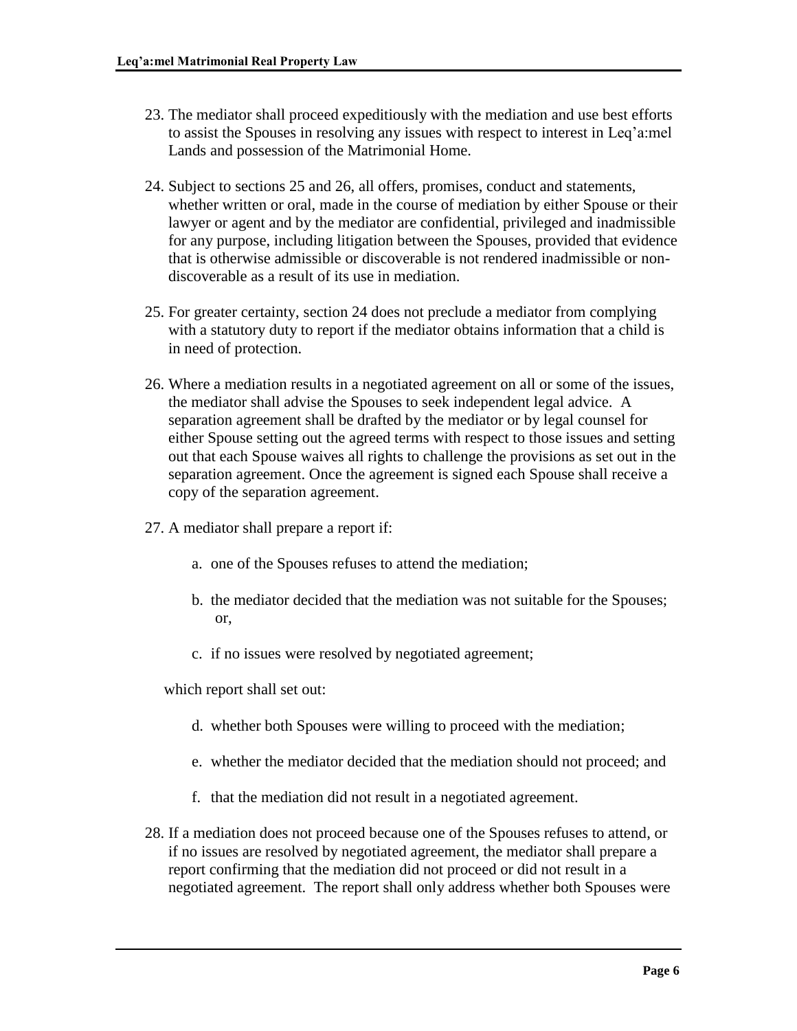23. The mediator shall proceed expeditiously with the mediation and use best efforts to assist the Spouses in resolving any issues with respect to interest in Leq'a:mel Lands and possession of the Matrimonial Home.

24. Subject to sections 25 and 26, all offers, promises, conduct and statements, whether written or oral, made in the course of mediation by either Spouse or their lawyer or agent and by the mediator are confidential, privileged and inadmissible for any purpose, including litigation between the Spouses, provided that evidence that is otherwise admissible or discoverable is not rendered inadmissible or non-discoverable as a result of its use in mediation.

25. For greater certainty, section 24 does not preclude a mediator from complying with a statutory duty to report if the mediator obtains information that a child is in need of protection.

26. Where a mediation results in a negotiated agreement on all or some of the issues, the mediator shall advise the Spouses to seek independent legal advice. A separation agreement shall be drafted by the mediator or by legal counsel for either Spouse setting out the agreed terms with respect to those issues and setting out that each Spouse waives all rights to challenge the provisions as set out in the separation agreement. Once the agreement is signed each Spouse shall receive a copy of the separation agreement.

27. A mediator shall prepare a report if:

    a. one of the Spouses refuses to attend the mediation;

    b. the mediator decided that the mediation was not suitable for the Spouses; or,

    c. if no issues were resolved by negotiated agreement;

    which report shall set out:

    d. whether both Spouses were willing to proceed with the mediation;

    e. whether the mediator decided that the mediation should not proceed; and

    f. that the mediation did not result in a negotiated agreement.

28. If a mediation does not proceed because one of the Spouses refuses to attend, or if no issues are resolved by negotiated agreement, the mediator shall prepare a report confirming that the mediation did not proceed or did not result in a negotiated agreement. The report shall only address whether both Spouses were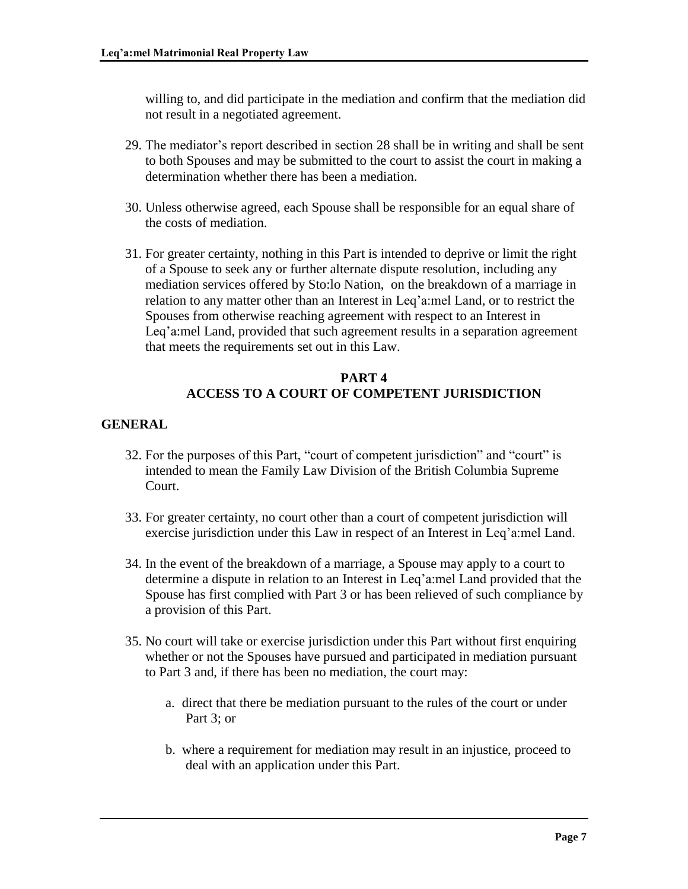willing to, and did participate in the mediation and confirm that the mediation did not result in a negotiated agreement.

29. The mediator's report described in section 28 shall be in writing and shall be sent to both Spouses and may be submitted to the court to assist the court in making a determination whether there has been a mediation.

30. Unless otherwise agreed, each Spouse shall be responsible for an equal share of the costs of mediation.

31. For greater certainty, nothing in this Part is intended to deprive or limit the right of a Spouse to seek any or further alternate dispute resolution, including any mediation services offered by Sto:lo Nation, on the breakdown of a marriage in relation to any matter other than an Interest in Leq'a:mel Land, or to restrict the Spouses from otherwise reaching agreement with respect to an Interest in Leq'a:mel Land, provided that such agreement results in a separation agreement that meets the requirements set out in this Law.

## PART 4
## ACCESS TO A COURT OF COMPETENT JURISDICTION

### GENERAL

32. For the purposes of this Part, "court of competent jurisdiction" and "court" is intended to mean the Family Law Division of the British Columbia Supreme Court.

33. For greater certainty, no court other than a court of competent jurisdiction will exercise jurisdiction under this Law in respect of an Interest in Leq'a:mel Land.

34. In the event of the breakdown of a marriage, a Spouse may apply to a court to determine a dispute in relation to an Interest in Leq'a:mel Land provided that the Spouse has first complied with Part 3 or has been relieved of such compliance by a provision of this Part.

35. No court will take or exercise jurisdiction under this Part without first enquiring whether or not the Spouses have pursued and participated in mediation pursuant to Part 3 and, if there has been no mediation, the court may:

    a. direct that there be mediation pursuant to the rules of the court or under Part 3; or

    b. where a requirement for mediation may result in an injustice, proceed to deal with an application under this Part.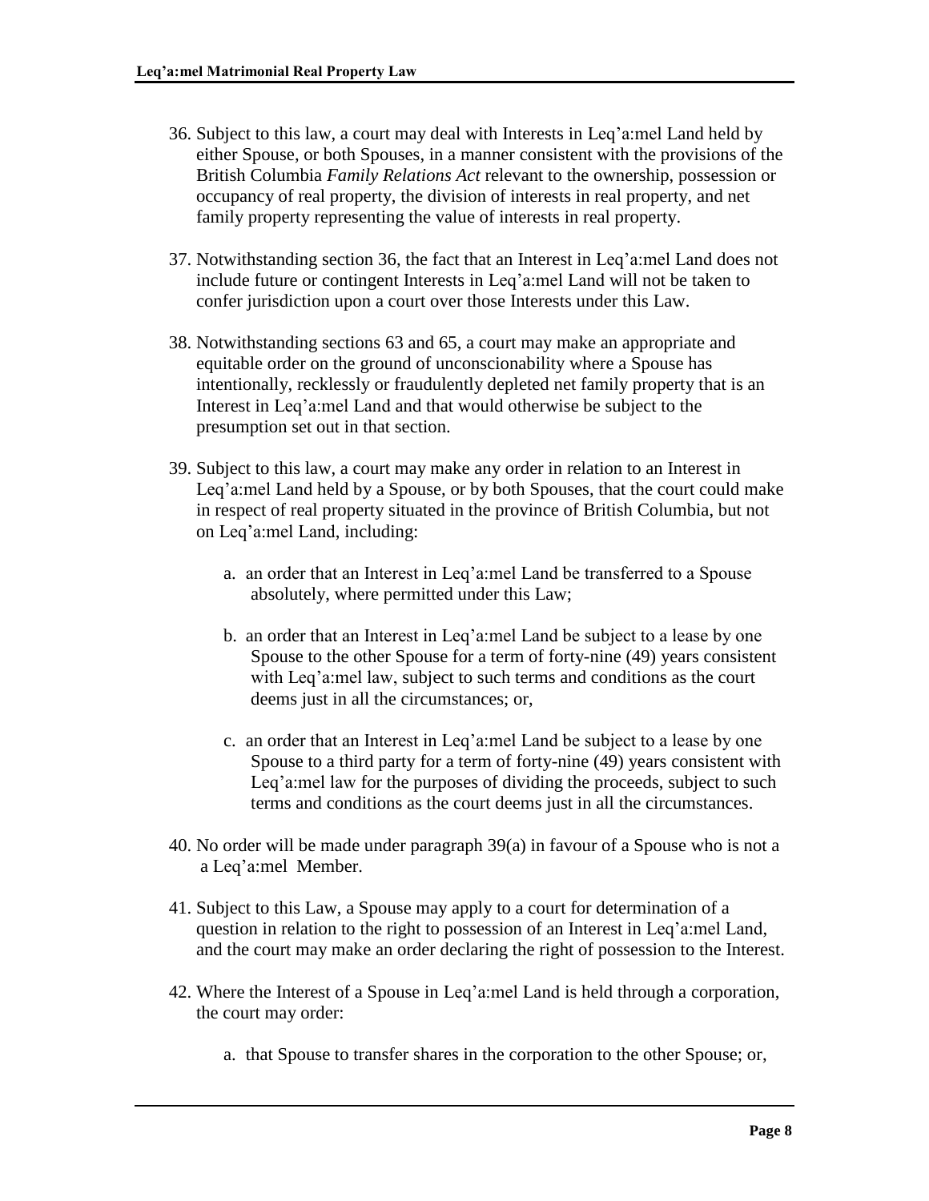36. Subject to this law, a court may deal with Interests in Leq'a:mel Land held by either Spouse, or both Spouses, in a manner consistent with the provisions of the British Columbia *Family Relations Act* relevant to the ownership, possession or occupancy of real property, the division of interests in real property, and net family property representing the value of interests in real property.

37. Notwithstanding section 36, the fact that an Interest in Leq'a:mel Land does not include future or contingent Interests in Leq'a:mel Land will not be taken to confer jurisdiction upon a court over those Interests under this Law.

38. Notwithstanding sections 63 and 65, a court may make an appropriate and equitable order on the ground of unconscionability where a Spouse has intentionally, recklessly or fraudulently depleted net family property that is an Interest in Leq'a:mel Land and that would otherwise be subject to the presumption set out in that section.

39. Subject to this law, a court may make any order in relation to an Interest in Leq'a:mel Land held by a Spouse, or by both Spouses, that the court could make in respect of real property situated in the province of British Columbia, but not on Leq'a:mel Land, including:

    a. an order that an Interest in Leq'a:mel Land be transferred to a Spouse absolutely, where permitted under this Law;

    b. an order that an Interest in Leq'a:mel Land be subject to a lease by one Spouse to the other Spouse for a term of forty-nine (49) years consistent with Leq'a:mel law, subject to such terms and conditions as the court deems just in all the circumstances; or,

    c. an order that an Interest in Leq'a:mel Land be subject to a lease by one Spouse to a third party for a term of forty-nine (49) years consistent with Leq'a:mel law for the purposes of dividing the proceeds, subject to such terms and conditions as the court deems just in all the circumstances.

40. No order will be made under paragraph 39(a) in favour of a Spouse who is not a a Leq'a:mel Member.

41. Subject to this Law, a Spouse may apply to a court for determination of a question in relation to the right to possession of an Interest in Leq'a:mel Land, and the court may make an order declaring the right of possession to the Interest.

42. Where the Interest of a Spouse in Leq'a:mel Land is held through a corporation, the court may order:

    a. that Spouse to transfer shares in the corporation to the other Spouse; or,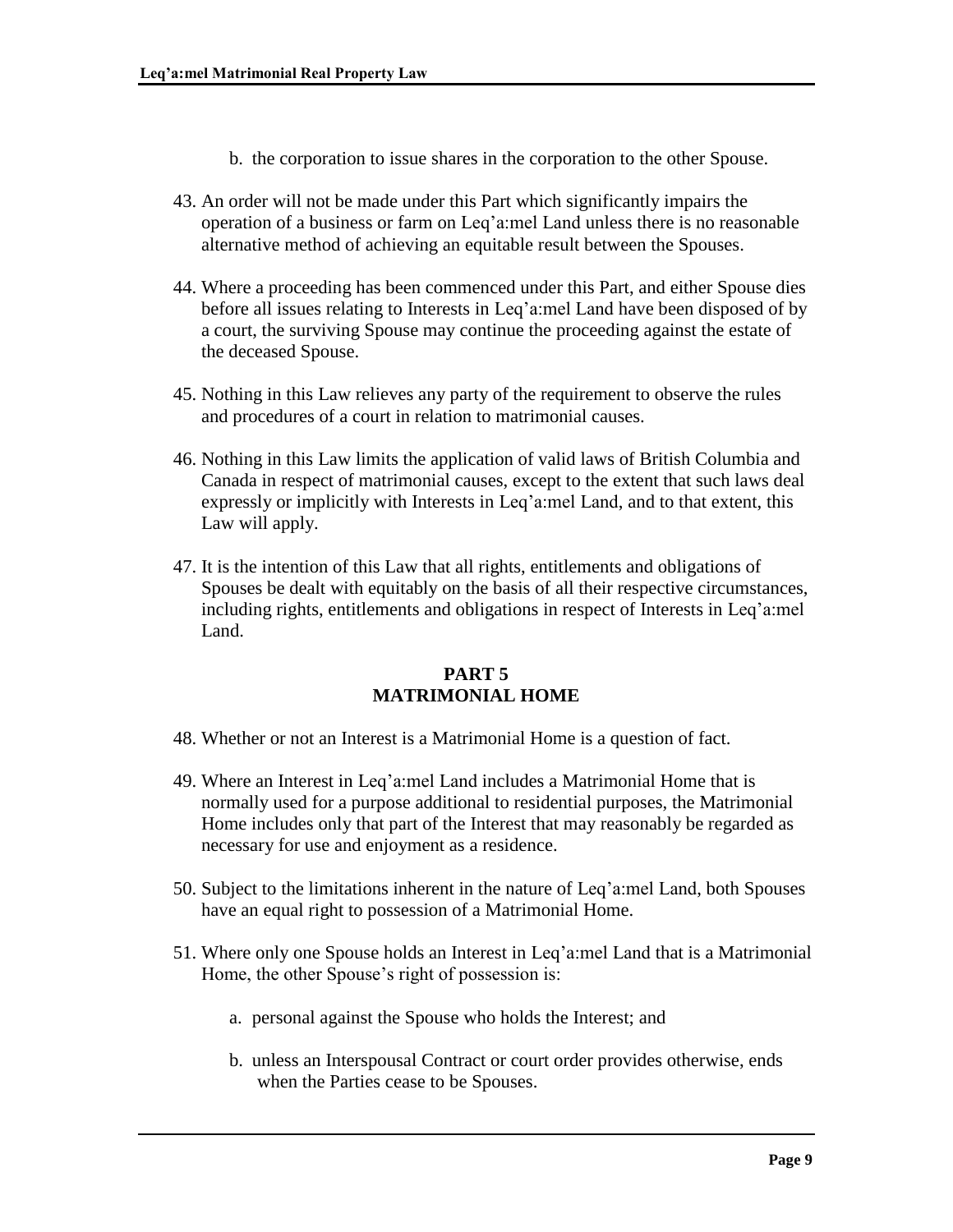b. the corporation to issue shares in the corporation to the other Spouse.

43. An order will not be made under this Part which significantly impairs the operation of a business or farm on Leq'a:mel Land unless there is no reasonable alternative method of achieving an equitable result between the Spouses.

44. Where a proceeding has been commenced under this Part, and either Spouse dies before all issues relating to Interests in Leq'a:mel Land have been disposed of by a court, the surviving Spouse may continue the proceeding against the estate of the deceased Spouse.

45. Nothing in this Law relieves any party of the requirement to observe the rules and procedures of a court in relation to matrimonial causes.

46. Nothing in this Law limits the application of valid laws of British Columbia and Canada in respect of matrimonial causes, except to the extent that such laws deal expressly or implicitly with Interests in Leq'a:mel Land, and to that extent, this Law will apply.

47. It is the intention of this Law that all rights, entitlements and obligations of Spouses be dealt with equitably on the basis of all their respective circumstances, including rights, entitlements and obligations in respect of Interests in Leq'a:mel Land.

## PART 5
## MATRIMONIAL HOME

48. Whether or not an Interest is a Matrimonial Home is a question of fact.

49. Where an Interest in Leq'a:mel Land includes a Matrimonial Home that is normally used for a purpose additional to residential purposes, the Matrimonial Home includes only that part of the Interest that may reasonably be regarded as necessary for use and enjoyment as a residence.

50. Subject to the limitations inherent in the nature of Leq'a:mel Land, both Spouses have an equal right to possession of a Matrimonial Home.

51. Where only one Spouse holds an Interest in Leq'a:mel Land that is a Matrimonial Home, the other Spouse's right of possession is:

    a. personal against the Spouse who holds the Interest; and

    b. unless an Interspousal Contract or court order provides otherwise, ends when the Parties cease to be Spouses.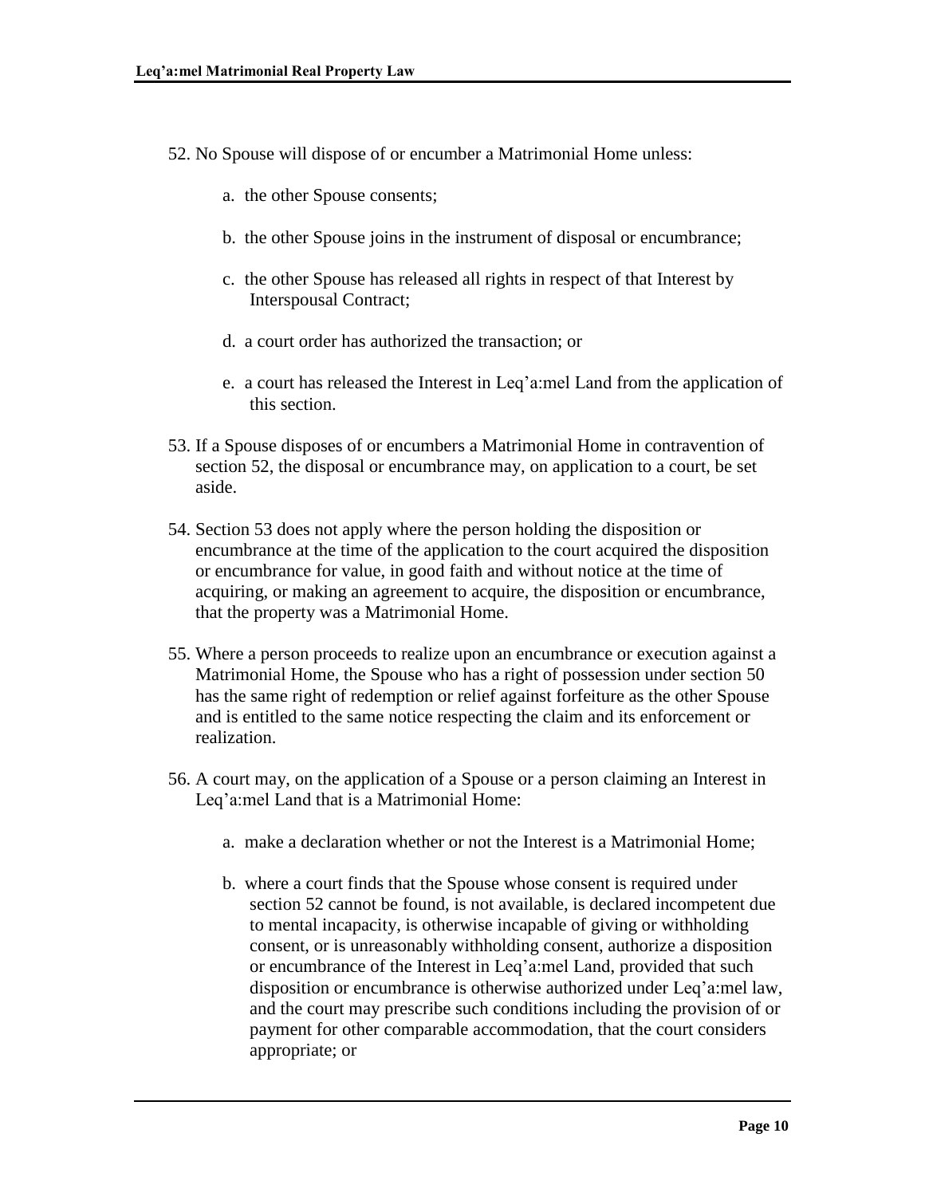52. No Spouse will dispose of or encumber a Matrimonial Home unless:

    a. the other Spouse consents;

    b. the other Spouse joins in the instrument of disposal or encumbrance;

    c. the other Spouse has released all rights in respect of that Interest by Interspousal Contract;

    d. a court order has authorized the transaction; or

    e. a court has released the Interest in Leq'a:mel Land from the application of this section.

53. If a Spouse disposes of or encumbers a Matrimonial Home in contravention of section 52, the disposal or encumbrance may, on application to a court, be set aside.

54. Section 53 does not apply where the person holding the disposition or encumbrance at the time of the application to the court acquired the disposition or encumbrance for value, in good faith and without notice at the time of acquiring, or making an agreement to acquire, the disposition or encumbrance, that the property was a Matrimonial Home.

55. Where a person proceeds to realize upon an encumbrance or execution against a Matrimonial Home, the Spouse who has a right of possession under section 50 has the same right of redemption or relief against forfeiture as the other Spouse and is entitled to the same notice respecting the claim and its enforcement or realization.

56. A court may, on the application of a Spouse or a person claiming an Interest in Leq'a:mel Land that is a Matrimonial Home:

    a. make a declaration whether or not the Interest is a Matrimonial Home;

    b. where a court finds that the Spouse whose consent is required under section 52 cannot be found, is not available, is declared incompetent due to mental incapacity, is otherwise incapable of giving or withholding consent, or is unreasonably withholding consent, authorize a disposition or encumbrance of the Interest in Leq'a:mel Land, provided that such disposition or encumbrance is otherwise authorized under Leq'a:mel law, and the court may prescribe such conditions including the provision of or payment for other comparable accommodation, that the court considers appropriate; or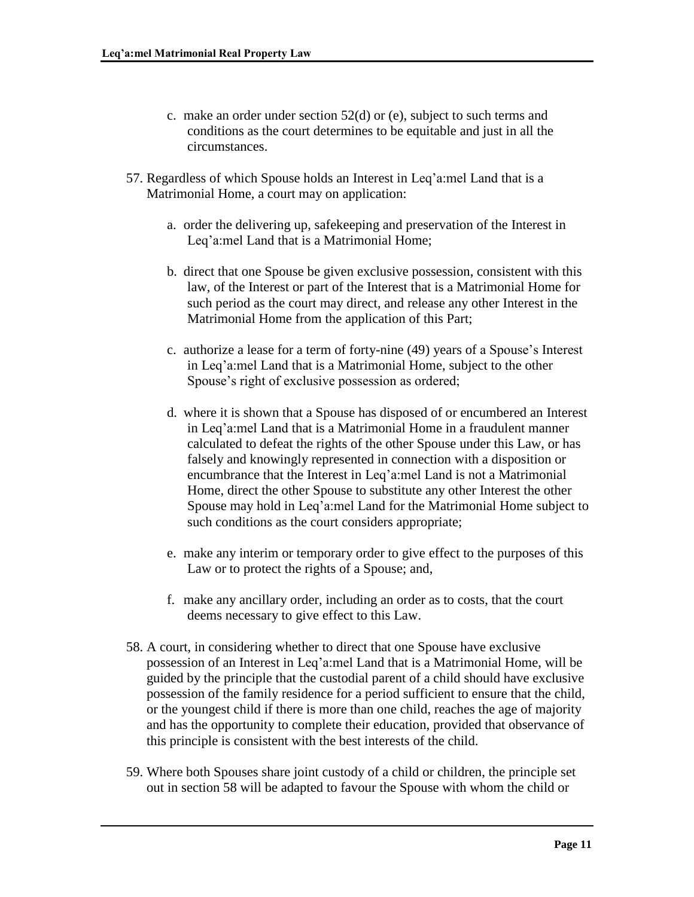c. make an order under section 52(d) or (e), subject to such terms and conditions as the court determines to be equitable and just in all the circumstances.

57. Regardless of which Spouse holds an Interest in Leq'a:mel Land that is a Matrimonial Home, a court may on application:

    a. order the delivering up, safekeeping and preservation of the Interest in Leq'a:mel Land that is a Matrimonial Home;

    b. direct that one Spouse be given exclusive possession, consistent with this law, of the Interest or part of the Interest that is a Matrimonial Home for such period as the court may direct, and release any other Interest in the Matrimonial Home from the application of this Part;

    c. authorize a lease for a term of forty-nine (49) years of a Spouse's Interest in Leq'a:mel Land that is a Matrimonial Home, subject to the other Spouse's right of exclusive possession as ordered;

    d. where it is shown that a Spouse has disposed of or encumbered an Interest in Leq'a:mel Land that is a Matrimonial Home in a fraudulent manner calculated to defeat the rights of the other Spouse under this Law, or has falsely and knowingly represented in connection with a disposition or encumbrance that the Interest in Leq'a:mel Land is not a Matrimonial Home, direct the other Spouse to substitute any other Interest the other Spouse may hold in Leq'a:mel Land for the Matrimonial Home subject to such conditions as the court considers appropriate;

    e. make any interim or temporary order to give effect to the purposes of this Law or to protect the rights of a Spouse; and,

    f. make any ancillary order, including an order as to costs, that the court deems necessary to give effect to this Law.

58. A court, in considering whether to direct that one Spouse have exclusive possession of an Interest in Leq'a:mel Land that is a Matrimonial Home, will be guided by the principle that the custodial parent of a child should have exclusive possession of the family residence for a period sufficient to ensure that the child, or the youngest child if there is more than one child, reaches the age of majority and has the opportunity to complete their education, provided that observance of this principle is consistent with the best interests of the child.

59. Where both Spouses share joint custody of a child or children, the principle set out in section 58 will be adapted to favour the Spouse with whom the child or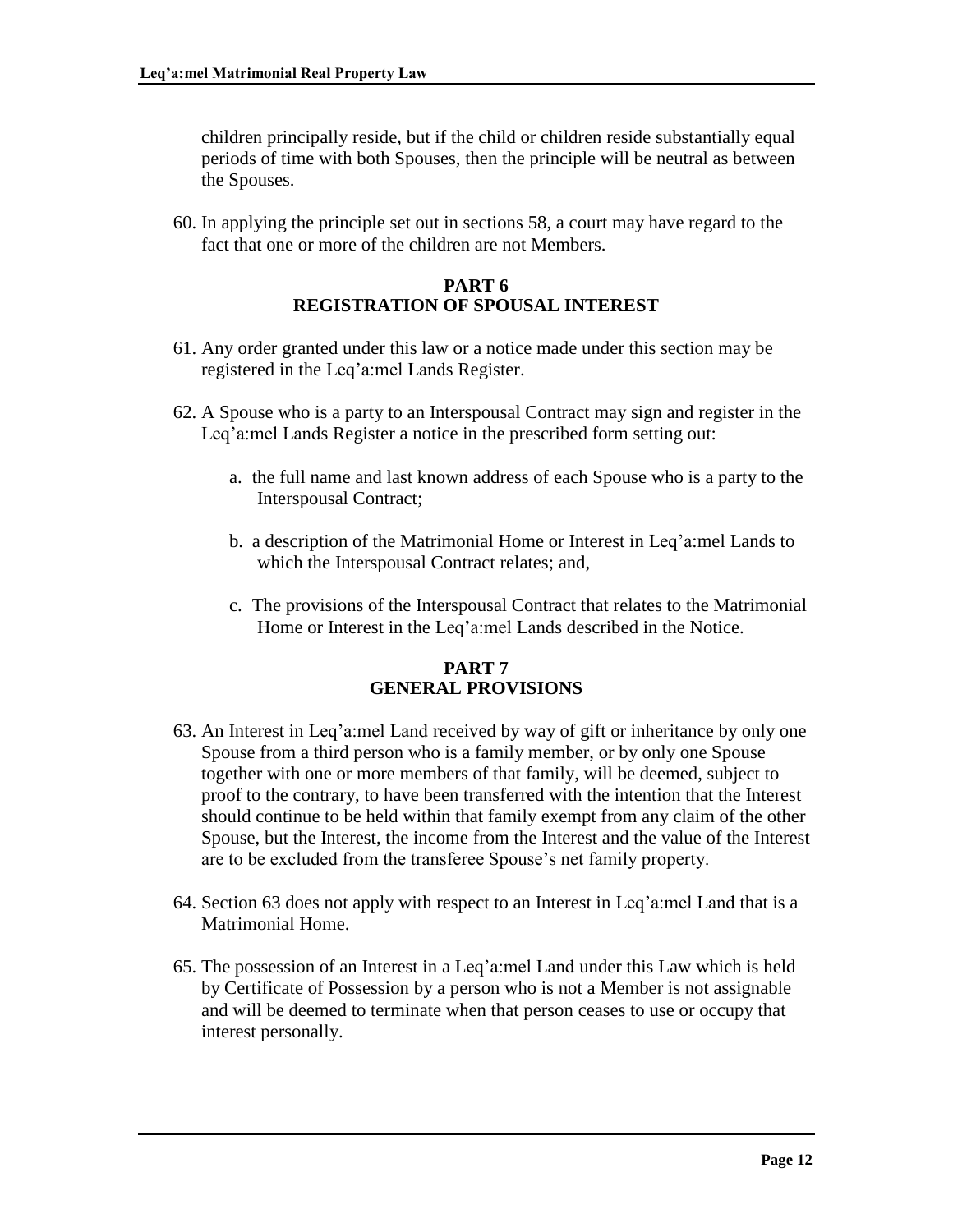children principally reside, but if the child or children reside substantially equal periods of time with both Spouses, then the principle will be neutral as between the Spouses.

60. In applying the principle set out in sections 58, a court may have regard to the fact that one or more of the children are not Members.

## PART 6
## REGISTRATION OF SPOUSAL INTEREST

61. Any order granted under this law or a notice made under this section may be registered in the Leq'a:mel Lands Register.

62. A Spouse who is a party to an Interspousal Contract may sign and register in the Leq'a:mel Lands Register a notice in the prescribed form setting out:

   a. the full name and last known address of each Spouse who is a party to the Interspousal Contract;

   b. a description of the Matrimonial Home or Interest in Leq'a:mel Lands to which the Interspousal Contract relates; and,

   c. The provisions of the Interspousal Contract that relates to the Matrimonial Home or Interest in the Leq'a:mel Lands described in the Notice.

## PART 7
## GENERAL PROVISIONS

63. An Interest in Leq'a:mel Land received by way of gift or inheritance by only one Spouse from a third person who is a family member, or by only one Spouse together with one or more members of that family, will be deemed, subject to proof to the contrary, to have been transferred with the intention that the Interest should continue to be held within that family exempt from any claim of the other Spouse, but the Interest, the income from the Interest and the value of the Interest are to be excluded from the transferee Spouse's net family property.

64. Section 63 does not apply with respect to an Interest in Leq'a:mel Land that is a Matrimonial Home.

65. The possession of an Interest in a Leq'a:mel Land under this Law which is held by Certificate of Possession by a person who is not a Member is not assignable and will be deemed to terminate when that person ceases to use or occupy that interest personally.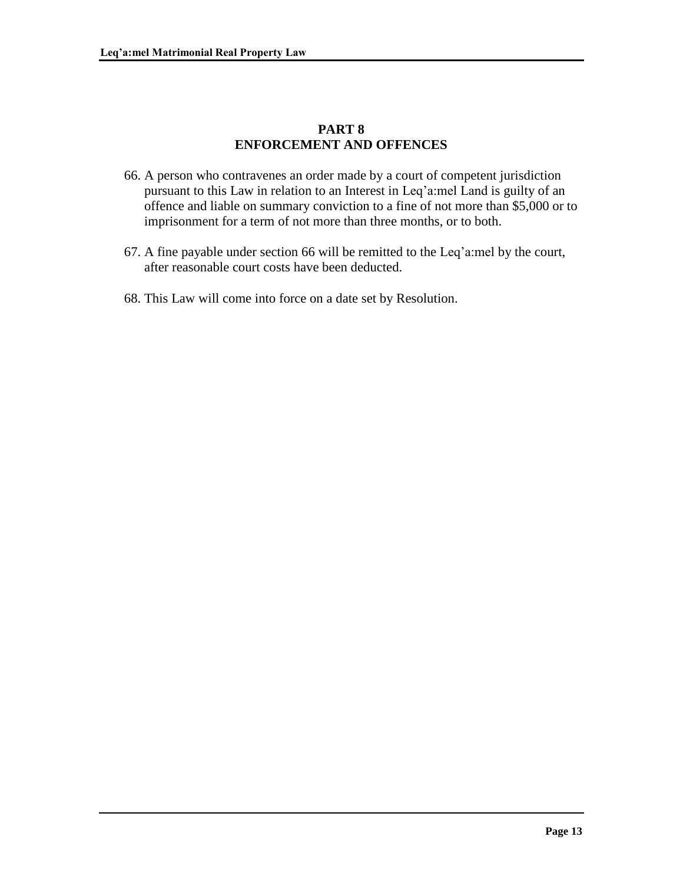## PART 8
## ENFORCEMENT AND OFFENCES

66. A person who contravenes an order made by a court of competent jurisdiction pursuant to this Law in relation to an Interest in Leq'a:mel Land is guilty of an offence and liable on summary conviction to a fine of not more than $5,000 or to imprisonment for a term of not more than three months, or to both.

67. A fine payable under section 66 will be remitted to the Leq'a:mel by the court, after reasonable court costs have been deducted.

68. This Law will come into force on a date set by Resolution.